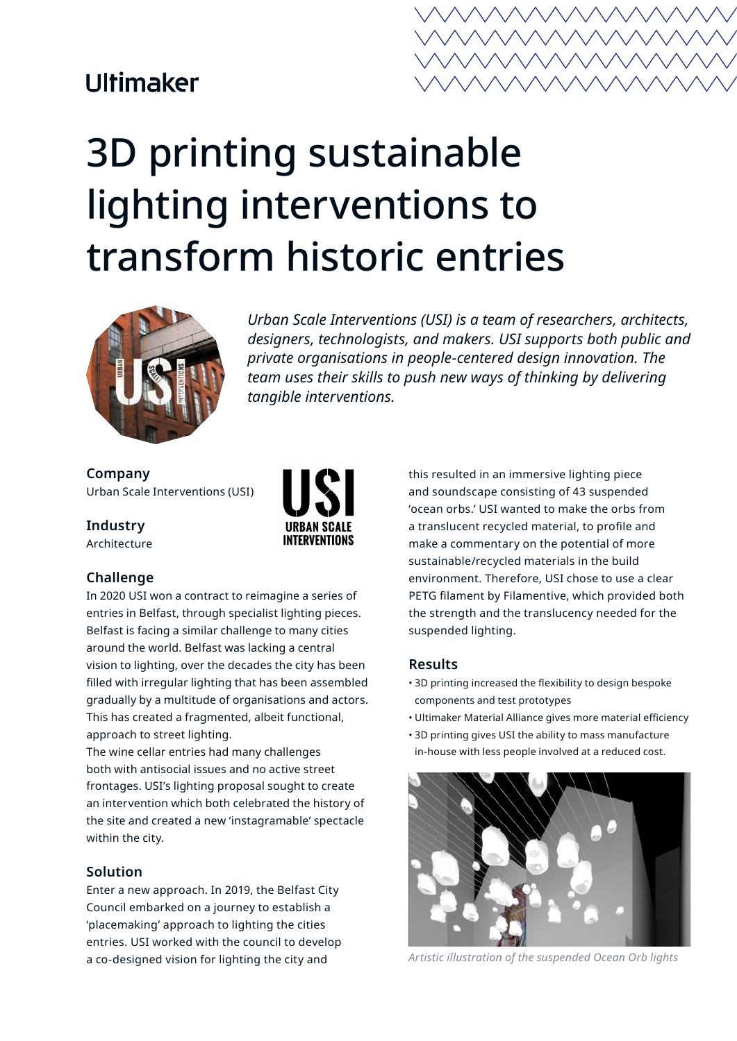Ultimaker

# 3D printing sustainable lighting interventions to transform historic entries

*Urban Scale Interventions (USI) is a team of researchers, architects, designers, technologists, and makers. USI supports both public and private organisations in people-centered design innovation. The team uses their skills to push new ways of thinking by delivering tangible interventions.*

**Company**
Urban Scale Interventions (USI)

**Industry**
Architecture

### Challenge

In 2020 USI won a contract to reimagine a series of entries in Belfast, through specialist lighting pieces. Belfast is facing a similar challenge to many cities around the world. Belfast was lacking a central vision to lighting, over the decades the city has been filled with irregular lighting that has been assembled gradually by a multitude of organisations and actors. This has created a fragmented, albeit functional, approach to street lighting.

The wine cellar entries had many challenges both with antisocial issues and no active street frontages. USI's lighting proposal sought to create an intervention which both celebrated the history of the site and created a new 'instagramable' spectacle within the city.

### Solution

Enter a new approach. In 2019, the Belfast City Council embarked on a journey to establish a 'placemaking' approach to lighting the cities entries. USI worked with the council to develop a co-designed vision for lighting the city and this resulted in an immersive lighting piece and soundscape consisting of 43 suspended 'ocean orbs.' USI wanted to make the orbs from a translucent recycled material, to profile and make a commentary on the potential of more sustainable/recycled materials in the build environment. Therefore, USI chose to use a clear PETG filament by Filamentive, which provided both the strength and the translucency needed for the suspended lighting.

### Results

- 3D printing increased the flexibility to design bespoke components and test prototypes
- Ultimaker Material Alliance gives more material efficiency
- 3D printing gives USI the ability to mass manufacture in-house with less people involved at a reduced cost.

*Artistic illustration of the suspended Ocean Orb lights*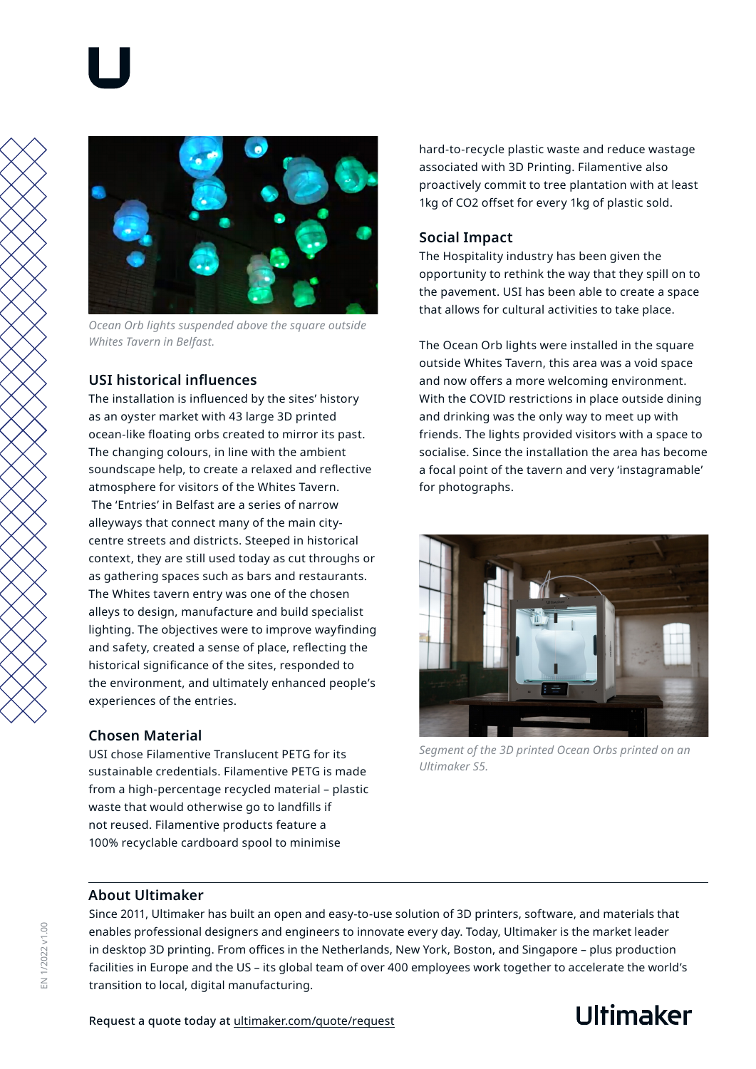*Ocean Orb lights suspended above the square outside Whites Tavern in Belfast.*

## USI historical influences

The installation is influenced by the sites' history as an oyster market with 43 large 3D printed ocean-like floating orbs created to mirror its past. The changing colours, in line with the ambient soundscape help, to create a relaxed and reflective atmosphere for visitors of the Whites Tavern. The 'Entries' in Belfast are a series of narrow alleyways that connect many of the main city-centre streets and districts. Steeped in historical context, they are still used today as cut throughs or as gathering spaces such as bars and restaurants. The Whites tavern entry was one of the chosen alleys to design, manufacture and build specialist lighting. The objectives were to improve wayfinding and safety, created a sense of place, reflecting the historical significance of the sites, responded to the environment, and ultimately enhanced people's experiences of the entries.

## Chosen Material

USI chose Filamentive Translucent PETG for its sustainable credentials. Filamentive PETG is made from a high-percentage recycled material – plastic waste that would otherwise go to landfills if not reused. Filamentive products feature a 100% recyclable cardboard spool to minimise hard-to-recycle plastic waste and reduce wastage associated with 3D Printing. Filamentive also proactively commit to tree plantation with at least 1kg of $CO_2$ offset for every 1kg of plastic sold.

## Social Impact

The Hospitality industry has been given the opportunity to rethink the way that they spill on to the pavement. USI has been able to create a space that allows for cultural activities to take place.

The Ocean Orb lights were installed in the square outside Whites Tavern, this area was a void space and now offers a more welcoming environment. With the COVID restrictions in place outside dining and drinking was the only way to meet up with friends. The lights provided visitors with a space to socialise. Since the installation the area has become a focal point of the tavern and very 'instagramable' for photographs.

*Segment of the 3D printed Ocean Orbs printed on an Ultimaker S5.*

## About Ultimaker

Since 2011, Ultimaker has built an open and easy-to-use solution of 3D printers, software, and materials that enables professional designers and engineers to innovate every day. Today, Ultimaker is the market leader in desktop 3D printing. From offices in the Netherlands, New York, Boston, and Singapore – plus production facilities in Europe and the US – its global team of over 400 employees work together to accelerate the world's transition to local, digital manufacturing.

Request a quote today at ultimaker.com/quote/request

Ultimaker

EN 1/2022 v1.00